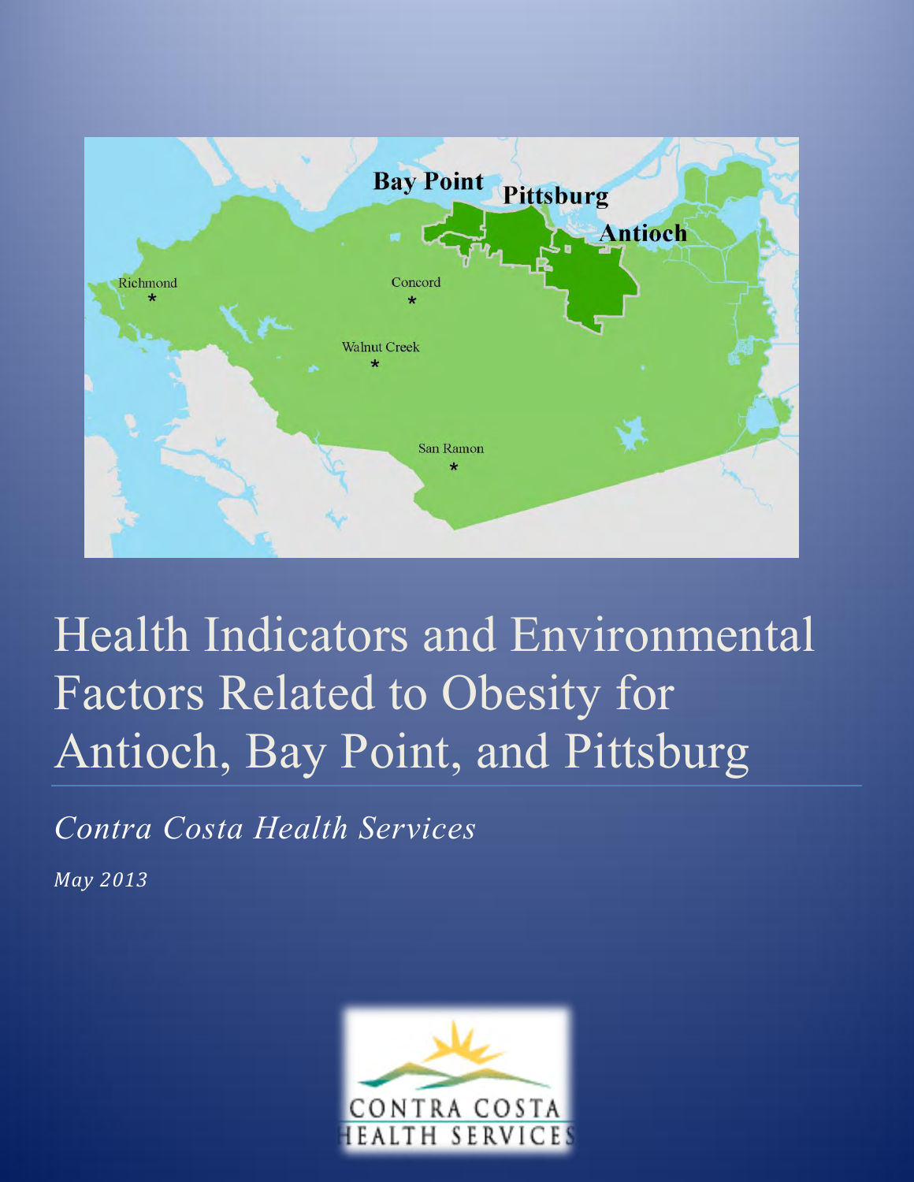# Health Indicators and Environmental Factors Related to Obesity for Antioch, Bay Point, and Pittsburg

*Contra Costa Health Services*

*May 2013*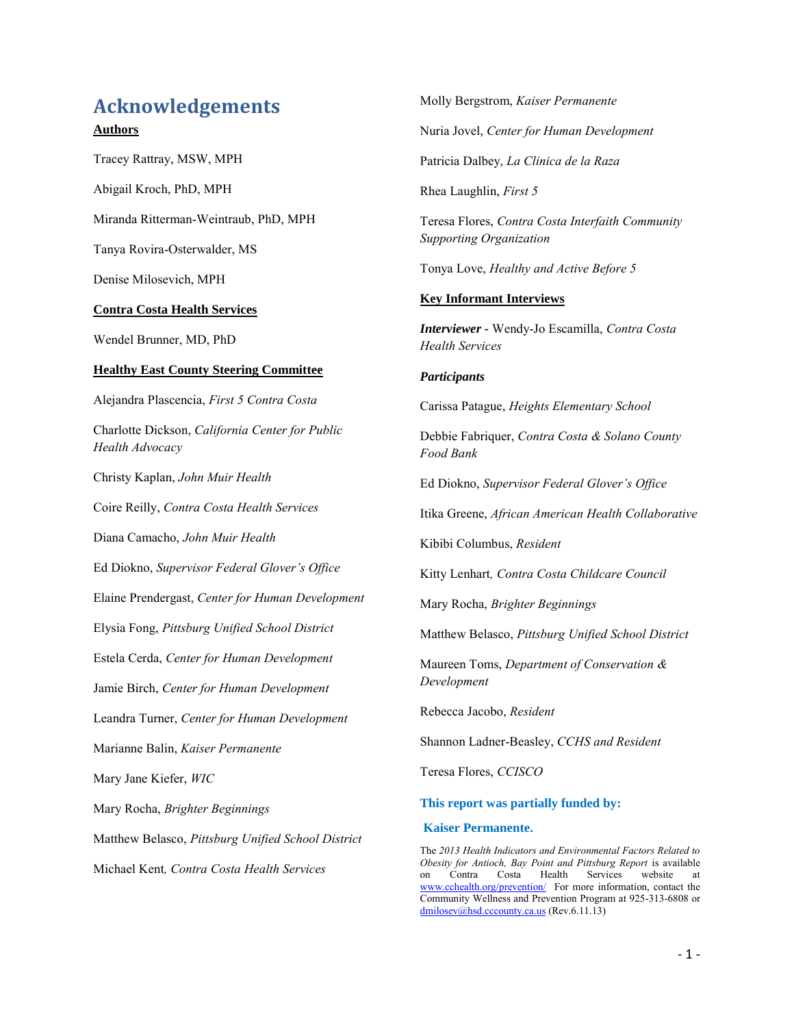# Acknowledgements

**Authors**

Tracey Rattray, MSW, MPH

Abigail Kroch, PhD, MPH

Miranda Ritterman-Weintraub, PhD, MPH

Tanya Rovira-Osterwalder, MS

Denise Milosevich, MPH

**Contra Costa Health Services**

Wendel Brunner, MD, PhD

**Healthy East County Steering Committee**

Alejandra Plascencia, *First 5 Contra Costa*

Charlotte Dickson, *California Center for Public Health Advocacy*

Christy Kaplan, *John Muir Health*

Coire Reilly, *Contra Costa Health Services*

Diana Camacho, *John Muir Health*

Ed Diokno, *Supervisor Federal Glover's Office*

Elaine Prendergast, *Center for Human Development*

Elysia Fong, *Pittsburg Unified School District*

Estela Cerda, *Center for Human Development*

Jamie Birch, *Center for Human Development*

Leandra Turner, *Center for Human Development*

Marianne Balin, *Kaiser Permanente*

Mary Jane Kiefer, *WIC*

Mary Rocha, *Brighter Beginnings*

Matthew Belasco, *Pittsburg Unified School District*

Michael Kent, *Contra Costa Health Services*

Molly Bergstrom, *Kaiser Permanente*

Nuria Jovel, *Center for Human Development*

Patricia Dalbey, *La Clinica de la Raza*

Rhea Laughlin, *First 5*

Teresa Flores, *Contra Costa Interfaith Community Supporting Organization*

Tonya Love, *Healthy and Active Before 5*

**Key Informant Interviews**

***Interviewer*** **-** Wendy-Jo Escamilla, *Contra Costa Health Services*

***Participants***

Carissa Patague, *Heights Elementary School*

Debbie Fabriquer, *Contra Costa & Solano County Food Bank*

Ed Diokno, *Supervisor Federal Glover's Office*

Itika Greene, *African American Health Collaborative*

Kibibi Columbus, *Resident*

Kitty Lenhart, *Contra Costa Childcare Council*

Mary Rocha, *Brighter Beginnings*

Matthew Belasco, *Pittsburg Unified School District*

Maureen Toms, *Department of Conservation & Development*

Rebecca Jacobo, *Resident*

Shannon Ladner-Beasley, *CCHS and Resident*

Teresa Flores, *CCISCO*

**This report was partially funded by:**

**Kaiser Permanente.**

The *2013 Health Indicators and Environmental Factors Related to Obesity for Antioch, Bay Point and Pittsburg Report* is available on Contra Costa Health Services website at www.cchealth.org/prevention/ For more information, contact the Community Wellness and Prevention Program at 925-313-6808 or dmilosev@hsd.cccounty.ca.us (Rev.6.11.13)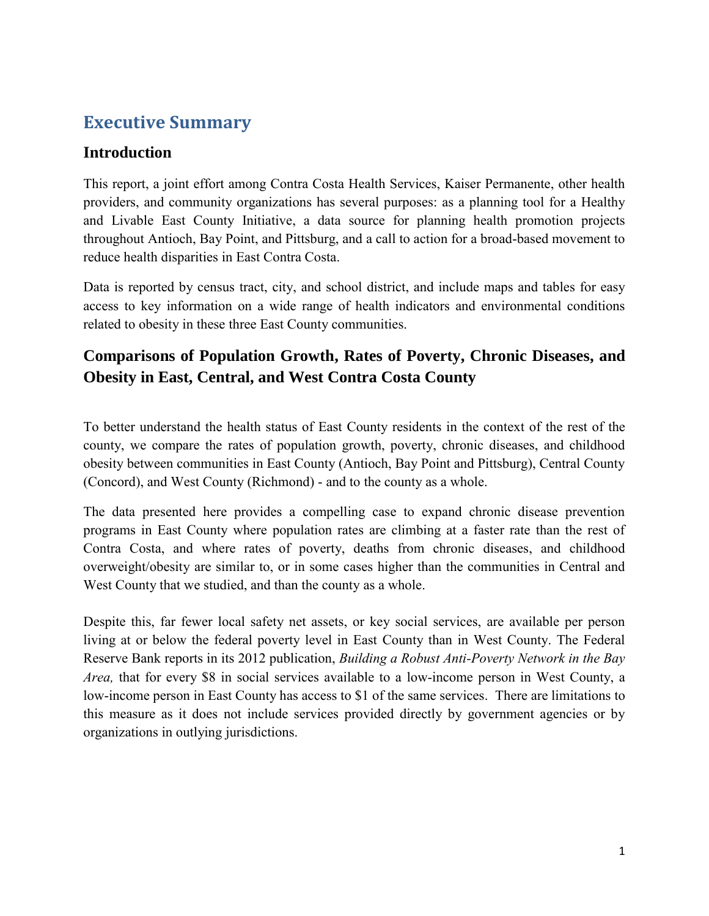# Executive Summary

## Introduction

This report, a joint effort among Contra Costa Health Services, Kaiser Permanente, other health providers, and community organizations has several purposes: as a planning tool for a Healthy and Livable East County Initiative, a data source for planning health promotion projects throughout Antioch, Bay Point, and Pittsburg, and a call to action for a broad-based movement to reduce health disparities in East Contra Costa.

Data is reported by census tract, city, and school district, and include maps and tables for easy access to key information on a wide range of health indicators and environmental conditions related to obesity in these three East County communities.

## Comparisons of Population Growth, Rates of Poverty, Chronic Diseases, and Obesity in East, Central, and West Contra Costa County

To better understand the health status of East County residents in the context of the rest of the county, we compare the rates of population growth, poverty, chronic diseases, and childhood obesity between communities in East County (Antioch, Bay Point and Pittsburg), Central County (Concord), and West County (Richmond) - and to the county as a whole.

The data presented here provides a compelling case to expand chronic disease prevention programs in East County where population rates are climbing at a faster rate than the rest of Contra Costa, and where rates of poverty, deaths from chronic diseases, and childhood overweight/obesity are similar to, or in some cases higher than the communities in Central and West County that we studied, and than the county as a whole.

Despite this, far fewer local safety net assets, or key social services, are available per person living at or below the federal poverty level in East County than in West County. The Federal Reserve Bank reports in its 2012 publication, *Building a Robust Anti-Poverty Network in the Bay Area,* that for every $8 in social services available to a low-income person in West County, a low-income person in East County has access to $1 of the same services. There are limitations to this measure as it does not include services provided directly by government agencies or by organizations in outlying jurisdictions.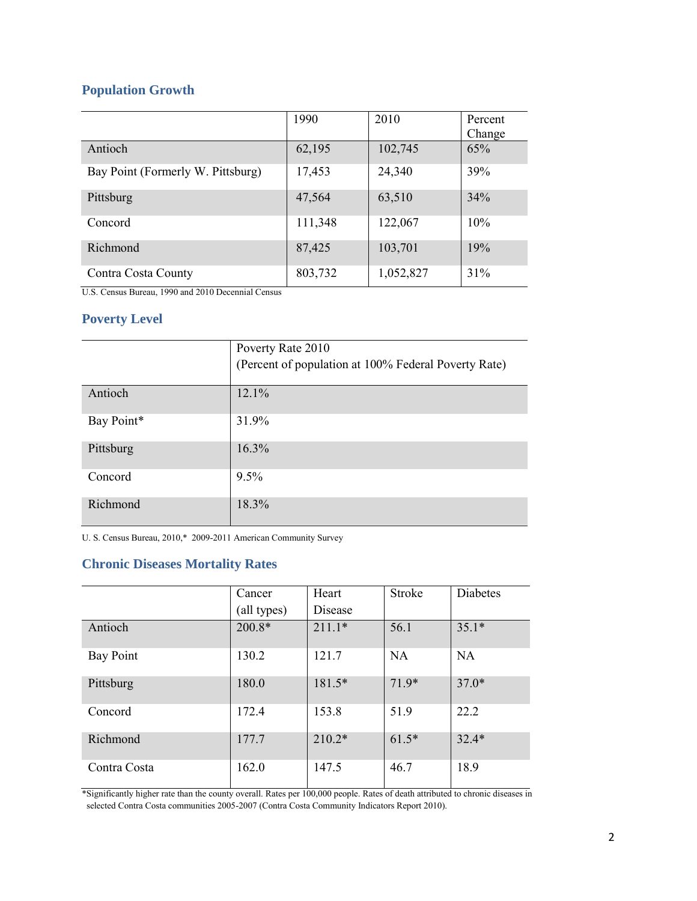## Population Growth

| | 1990 | 2010 | Percent Change |
|---|---|---|---|
| Antioch | 62,195 | 102,745 | 65% |
| Bay Point (Formerly W. Pittsburg) | 17,453 | 24,340 | 39% |
| Pittsburg | 47,564 | 63,510 | 34% |
| Concord | 111,348 | 122,067 | 10% |
| Richmond | 87,425 | 103,701 | 19% |
| Contra Costa County | 803,732 | 1,052,827 | 31% |

U.S. Census Bureau, 1990 and 2010 Decennial Census

## Poverty Level

| | Poverty Rate 2010 (Percent of population at 100% Federal Poverty Rate) |
|---|---|
| Antioch | 12.1% |
| Bay Point* | 31.9% |
| Pittsburg | 16.3% |
| Concord | 9.5% |
| Richmond | 18.3% |

U. S. Census Bureau, 2010,* 2009-2011 American Community Survey

## Chronic Diseases Mortality Rates

| | Cancer (all types) | Heart Disease | Stroke | Diabetes |
|---|---|---|---|---|
| Antioch | 200.8* | 211.1* | 56.1 | 35.1* |
| Bay Point | 130.2 | 121.7 | NA | NA |
| Pittsburg | 180.0 | 181.5* | 71.9* | 37.0* |
| Concord | 172.4 | 153.8 | 51.9 | 22.2 |
| Richmond | 177.7 | 210.2* | 61.5* | 32.4* |
| Contra Costa | 162.0 | 147.5 | 46.7 | 18.9 |

*Significantly higher rate than the county overall. Rates per 100,000 people. Rates of death attributed to chronic diseases in selected Contra Costa communities 2005-2007 (Contra Costa Community Indicators Report 2010).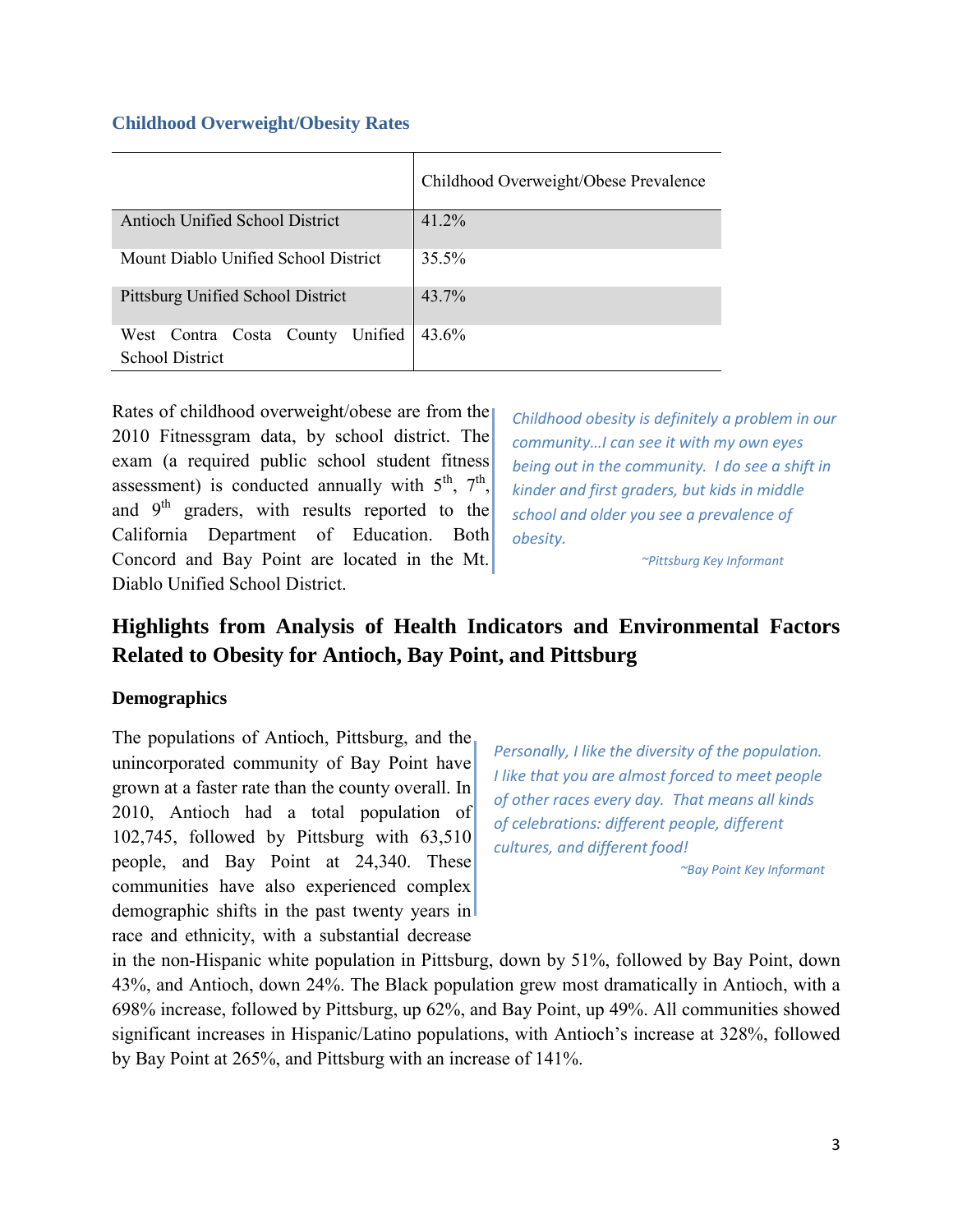### Childhood Overweight/Obesity Rates

| | Childhood Overweight/Obese Prevalence |
|---|---|
| Antioch Unified School District | 41.2% |
| Mount Diablo Unified School District | 35.5% |
| Pittsburg Unified School District | 43.7% |
| West Contra Costa County Unified School District | 43.6% |

Rates of childhood overweight/obese are from the 2010 Fitnessgram data, by school district. The exam (a required public school student fitness assessment) is conducted annually with 5th, 7th, and 9th graders, with results reported to the California Department of Education. Both Concord and Bay Point are located in the Mt. Diablo Unified School District.

> *Childhood obesity is definitely a problem in our community…I can see it with my own eyes being out in the community. I do see a shift in kinder and first graders, but kids in middle school and older you see a prevalence of obesity.*
>
> *~Pittsburg Key Informant*

## Highlights from Analysis of Health Indicators and Environmental Factors Related to Obesity for Antioch, Bay Point, and Pittsburg

### Demographics

The populations of Antioch, Pittsburg, and the unincorporated community of Bay Point have grown at a faster rate than the county overall. In 2010, Antioch had a total population of 102,745, followed by Pittsburg with 63,510 people, and Bay Point at 24,340. These communities have also experienced complex demographic shifts in the past twenty years in race and ethnicity, with a substantial decrease in the non-Hispanic white population in Pittsburg, down by 51%, followed by Bay Point, down 43%, and Antioch, down 24%. The Black population grew most dramatically in Antioch, with a 698% increase, followed by Pittsburg, up 62%, and Bay Point, up 49%. All communities showed significant increases in Hispanic/Latino populations, with Antioch's increase at 328%, followed by Bay Point at 265%, and Pittsburg with an increase of 141%.

> *Personally, I like the diversity of the population. I like that you are almost forced to meet people of other races every day. That means all kinds of celebrations: different people, different cultures, and different food!*
>
> *~Bay Point Key Informant*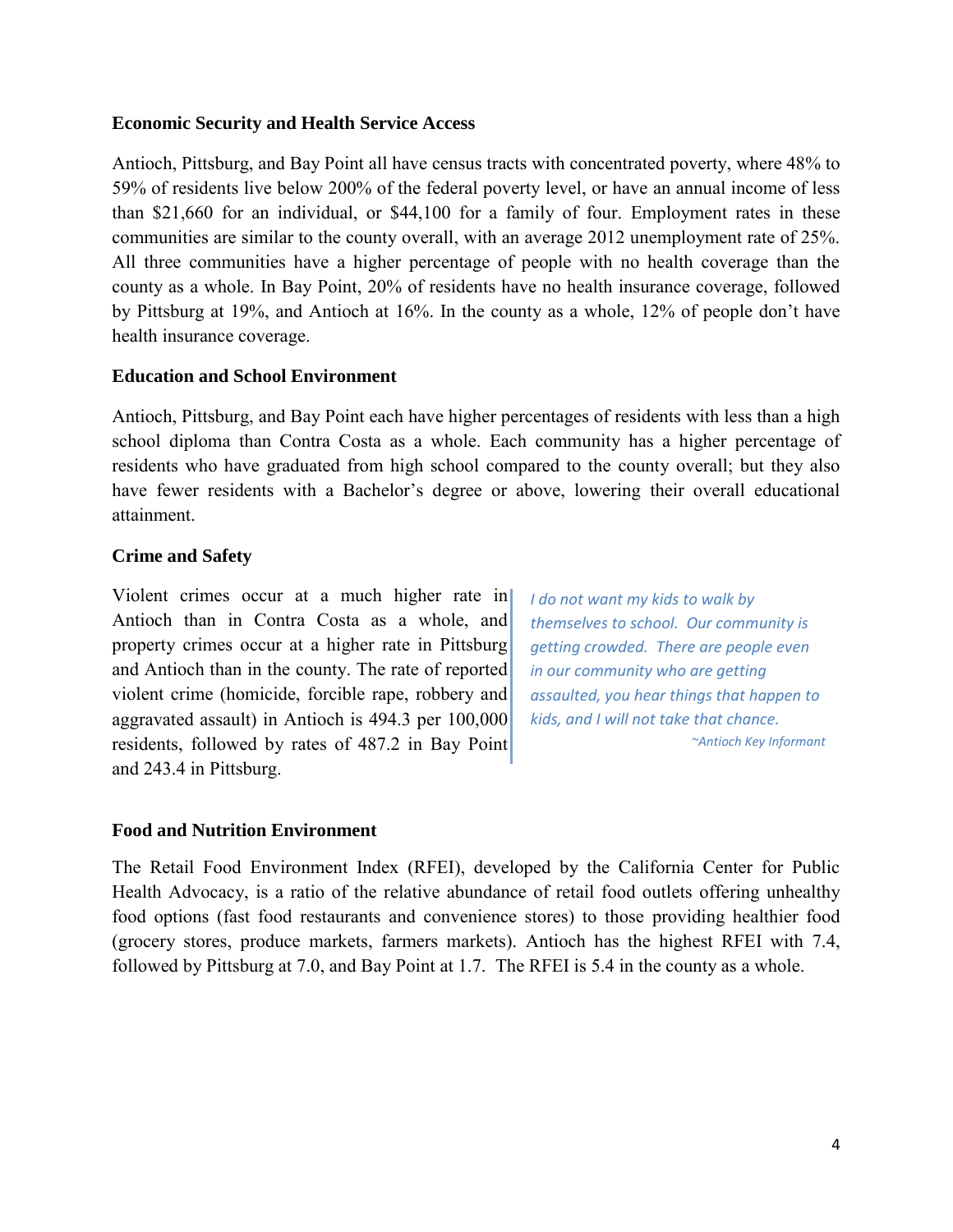**Economic Security and Health Service Access**

Antioch, Pittsburg, and Bay Point all have census tracts with concentrated poverty, where 48% to 59% of residents live below 200% of the federal poverty level, or have an annual income of less than $21,660 for an individual, or $44,100 for a family of four. Employment rates in these communities are similar to the county overall, with an average 2012 unemployment rate of 25%. All three communities have a higher percentage of people with no health coverage than the county as a whole. In Bay Point, 20% of residents have no health insurance coverage, followed by Pittsburg at 19%, and Antioch at 16%. In the county as a whole, 12% of people don't have health insurance coverage.

**Education and School Environment**

Antioch, Pittsburg, and Bay Point each have higher percentages of residents with less than a high school diploma than Contra Costa as a whole. Each community has a higher percentage of residents who have graduated from high school compared to the county overall; but they also have fewer residents with a Bachelor's degree or above, lowering their overall educational attainment.

**Crime and Safety**

Violent crimes occur at a much higher rate in Antioch than in Contra Costa as a whole, and property crimes occur at a higher rate in Pittsburg and Antioch than in the county. The rate of reported violent crime (homicide, forcible rape, robbery and aggravated assault) in Antioch is 494.3 per 100,000 residents, followed by rates of 487.2 in Bay Point and 243.4 in Pittsburg.

> *I do not want my kids to walk by themselves to school. Our community is getting crowded. There are people even in our community who are getting assaulted, you hear things that happen to kids, and I will not take that chance.*
>
> *~Antioch Key Informant*

**Food and Nutrition Environment**

The Retail Food Environment Index (RFEI), developed by the California Center for Public Health Advocacy, is a ratio of the relative abundance of retail food outlets offering unhealthy food options (fast food restaurants and convenience stores) to those providing healthier food (grocery stores, produce markets, farmers markets). Antioch has the highest RFEI with 7.4, followed by Pittsburg at 7.0, and Bay Point at 1.7. The RFEI is 5.4 in the county as a whole.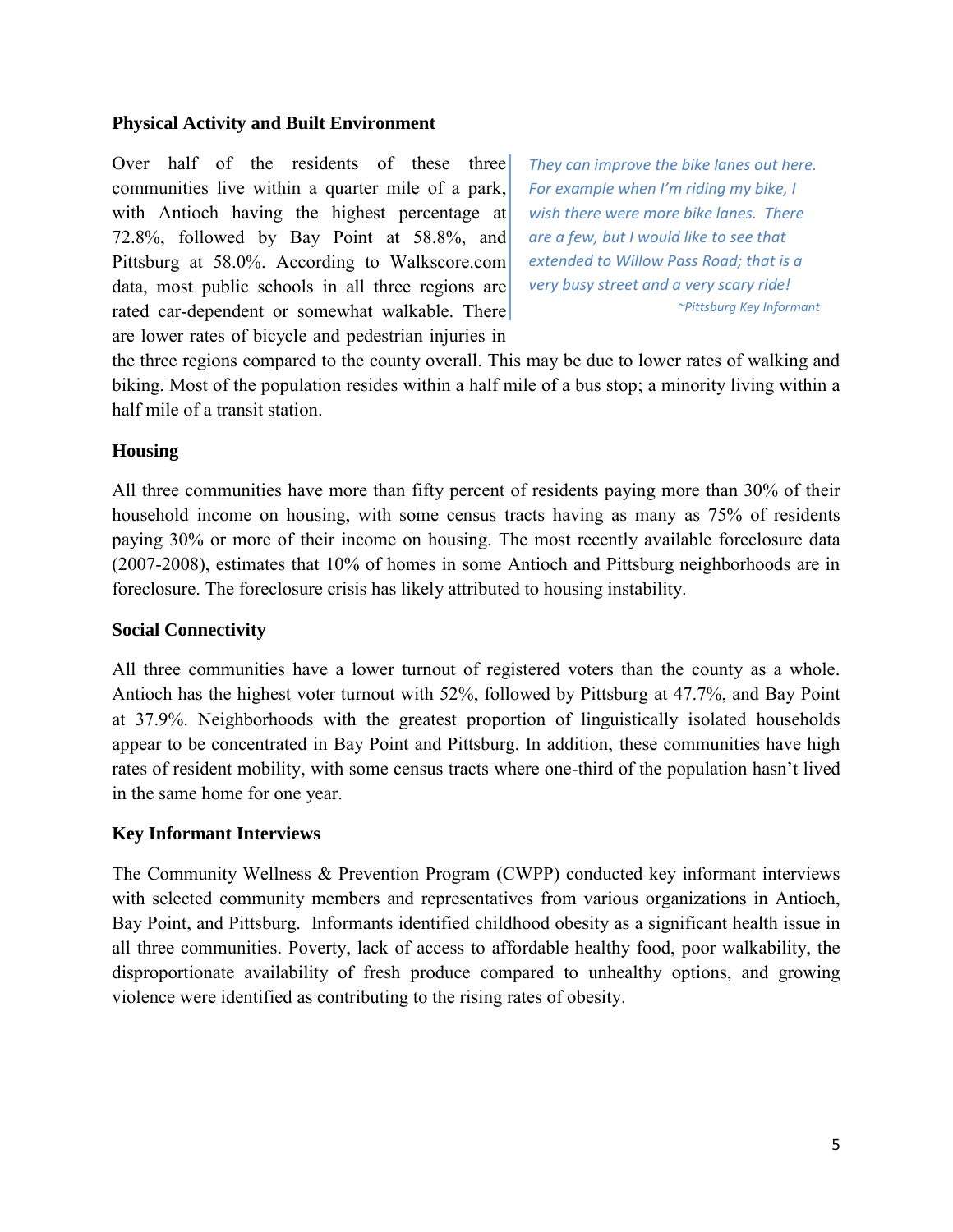**Physical Activity and Built Environment**

Over half of the residents of these three communities live within a quarter mile of a park, with Antioch having the highest percentage at 72.8%, followed by Bay Point at 58.8%, and Pittsburg at 58.0%. According to Walkscore.com data, most public schools in all three regions are rated car-dependent or somewhat walkable. There are lower rates of bicycle and pedestrian injuries in the three regions compared to the county overall. This may be due to lower rates of walking and biking. Most of the population resides within a half mile of a bus stop; a minority living within a half mile of a transit station.

> *They can improve the bike lanes out here. For example when I'm riding my bike, I wish there were more bike lanes. There are a few, but I would like to see that extended to Willow Pass Road; that is a very busy street and a very scary ride!*
>
> *~Pittsburg Key Informant*

**Housing**

All three communities have more than fifty percent of residents paying more than 30% of their household income on housing, with some census tracts having as many as 75% of residents paying 30% or more of their income on housing. The most recently available foreclosure data (2007-2008), estimates that 10% of homes in some Antioch and Pittsburg neighborhoods are in foreclosure. The foreclosure crisis has likely attributed to housing instability.

**Social Connectivity**

All three communities have a lower turnout of registered voters than the county as a whole. Antioch has the highest voter turnout with 52%, followed by Pittsburg at 47.7%, and Bay Point at 37.9%. Neighborhoods with the greatest proportion of linguistically isolated households appear to be concentrated in Bay Point and Pittsburg. In addition, these communities have high rates of resident mobility, with some census tracts where one-third of the population hasn't lived in the same home for one year.

**Key Informant Interviews**

The Community Wellness & Prevention Program (CWPP) conducted key informant interviews with selected community members and representatives from various organizations in Antioch, Bay Point, and Pittsburg. Informants identified childhood obesity as a significant health issue in all three communities. Poverty, lack of access to affordable healthy food, poor walkability, the disproportionate availability of fresh produce compared to unhealthy options, and growing violence were identified as contributing to the rising rates of obesity.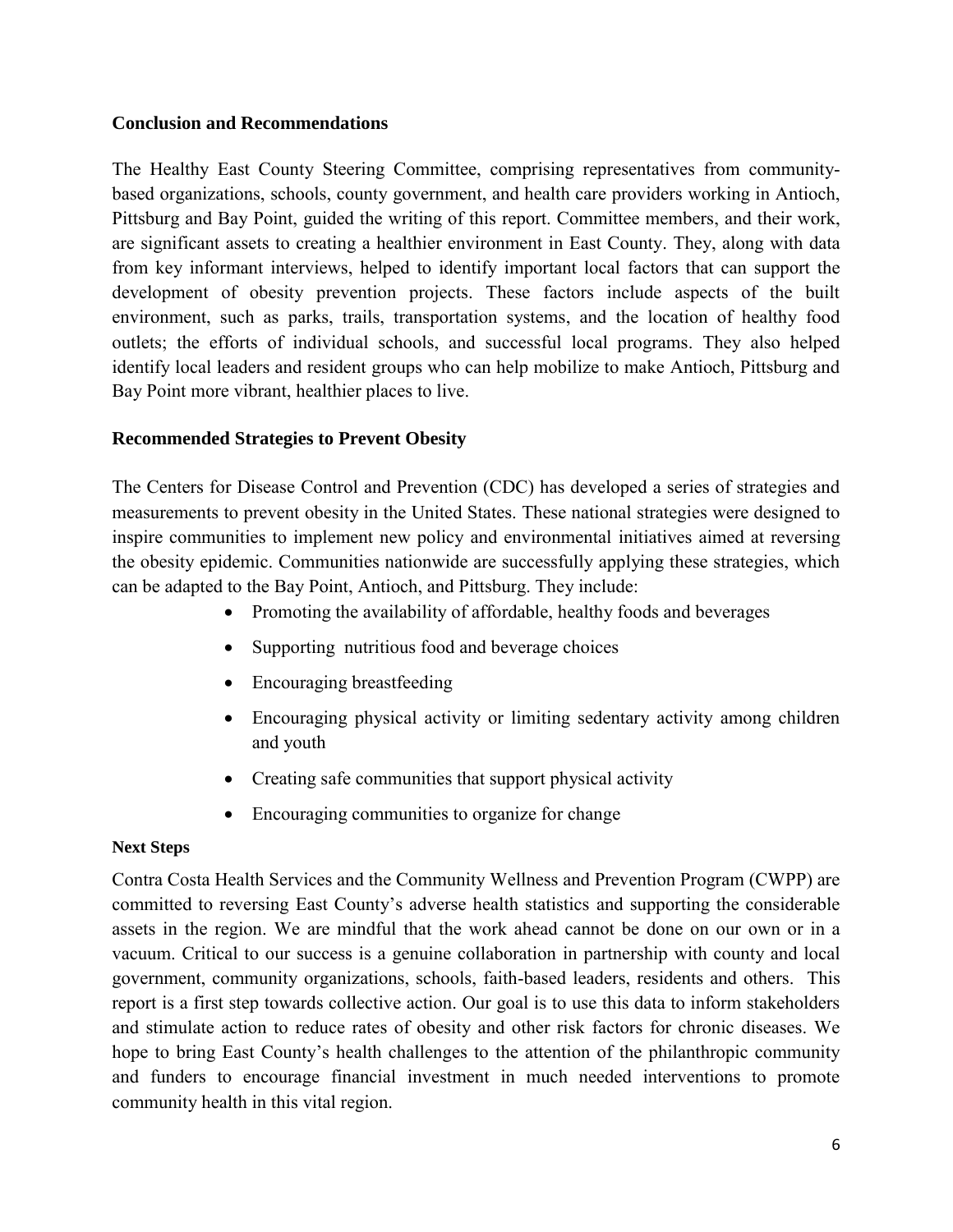## Conclusion and Recommendations

The Healthy East County Steering Committee, comprising representatives from community-based organizations, schools, county government, and health care providers working in Antioch, Pittsburg and Bay Point, guided the writing of this report. Committee members, and their work, are significant assets to creating a healthier environment in East County. They, along with data from key informant interviews, helped to identify important local factors that can support the development of obesity prevention projects. These factors include aspects of the built environment, such as parks, trails, transportation systems, and the location of healthy food outlets; the efforts of individual schools, and successful local programs. They also helped identify local leaders and resident groups who can help mobilize to make Antioch, Pittsburg and Bay Point more vibrant, healthier places to live.

## Recommended Strategies to Prevent Obesity

The Centers for Disease Control and Prevention (CDC) has developed a series of strategies and measurements to prevent obesity in the United States. These national strategies were designed to inspire communities to implement new policy and environmental initiatives aimed at reversing the obesity epidemic. Communities nationwide are successfully applying these strategies, which can be adapted to the Bay Point, Antioch, and Pittsburg. They include:

- Promoting the availability of affordable, healthy foods and beverages
- Supporting nutritious food and beverage choices
- Encouraging breastfeeding
- Encouraging physical activity or limiting sedentary activity among children and youth
- Creating safe communities that support physical activity
- Encouraging communities to organize for change

### Next Steps

Contra Costa Health Services and the Community Wellness and Prevention Program (CWPP) are committed to reversing East County's adverse health statistics and supporting the considerable assets in the region. We are mindful that the work ahead cannot be done on our own or in a vacuum. Critical to our success is a genuine collaboration in partnership with county and local government, community organizations, schools, faith-based leaders, residents and others. This report is a first step towards collective action. Our goal is to use this data to inform stakeholders and stimulate action to reduce rates of obesity and other risk factors for chronic diseases. We hope to bring East County's health challenges to the attention of the philanthropic community and funders to encourage financial investment in much needed interventions to promote community health in this vital region.